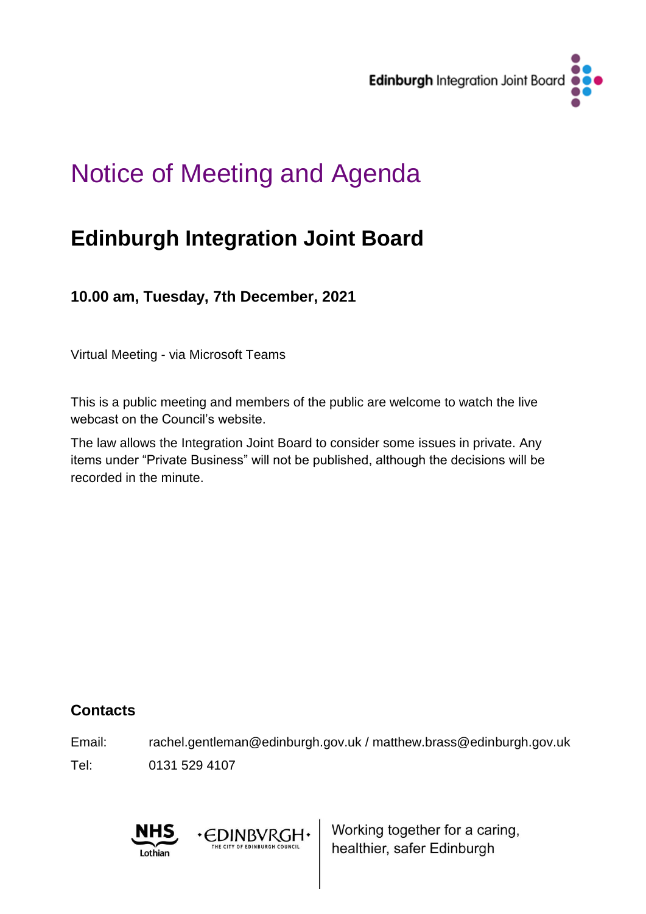Edinburgh Integration Joint Board

# Notice of Meeting and Agenda

## Edinburgh Integration Joint Board

### 10.00 am, Tuesday, 7th December, 2021

Virtual Meeting - via Microsoft Teams

This is a public meeting and members of the public are welcome to watch the live webcast on the Council's website.

The law allows the Integration Joint Board to consider some issues in private. Any items under "Private Business" will not be published, although the decisions will be recorded in the minute.

### Contacts

Email: rachel.gentleman@edinburgh.gov.uk / matthew.brass@edinburgh.gov.uk

Tel: 0131 529 4107

NHS Lothian · EDINBVRGH · THE CITY OF EDINBURGH COUNCIL

Working together for a caring, healthier, safer Edinburgh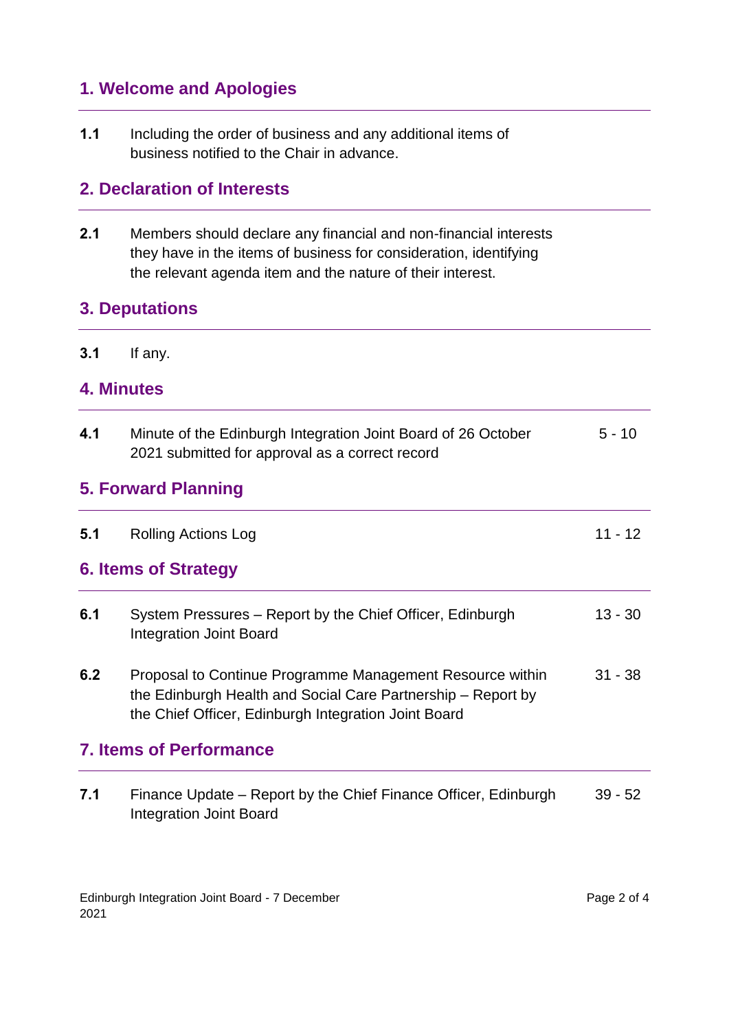## 1. Welcome and Apologies

| | | |
|---|---|---|
| **1.1** | Including the order of business and any additional items of business notified to the Chair in advance. | |

## 2. Declaration of Interests

| | | |
|---|---|---|
| **2.1** | Members should declare any financial and non-financial interests they have in the items of business for consideration, identifying the relevant agenda item and the nature of their interest. | |

## 3. Deputations

| | | |
|---|---|---|
| **3.1** | If any. | |

## 4. Minutes

| | | |
|---|---|---|
| **4.1** | Minute of the Edinburgh Integration Joint Board of 26 October 2021 submitted for approval as a correct record | 5 - 10 |

## 5. Forward Planning

| | | |
|---|---|---|
| **5.1** | Rolling Actions Log | 11 - 12 |

## 6. Items of Strategy

| | | |
|---|---|---|
| **6.1** | System Pressures – Report by the Chief Officer, Edinburgh Integration Joint Board | 13 - 30 |
| **6.2** | Proposal to Continue Programme Management Resource within the Edinburgh Health and Social Care Partnership – Report by the Chief Officer, Edinburgh Integration Joint Board | 31 - 38 |

## 7. Items of Performance

| | | |
|---|---|---|
| **7.1** | Finance Update – Report by the Chief Finance Officer, Edinburgh Integration Joint Board | 39 - 52 |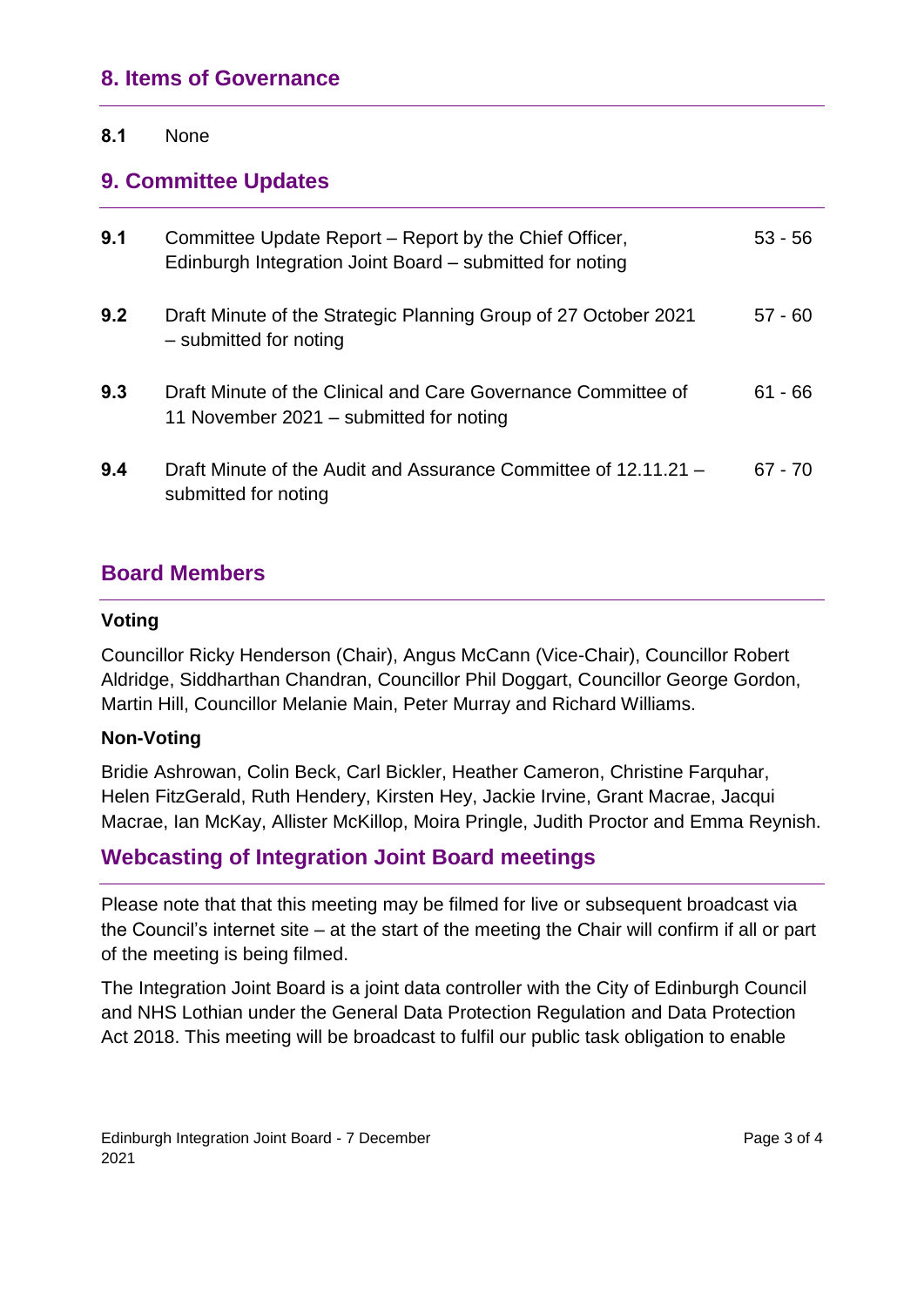## 8. Items of Governance

| | | |
|---|---|---|
| **8.1** | None | |

## 9. Committee Updates

| | | |
|---|---|---|
| **9.1** | Committee Update Report – Report by the Chief Officer, Edinburgh Integration Joint Board – submitted for noting | 53 - 56 |
| **9.2** | Draft Minute of the Strategic Planning Group of 27 October 2021 – submitted for noting | 57 - 60 |
| **9.3** | Draft Minute of the Clinical and Care Governance Committee of 11 November 2021 – submitted for noting | 61 - 66 |
| **9.4** | Draft Minute of the Audit and Assurance Committee of 12.11.21 – submitted for noting | 67 - 70 |

## Board Members

**Voting**

Councillor Ricky Henderson (Chair), Angus McCann (Vice-Chair), Councillor Robert Aldridge, Siddharthan Chandran, Councillor Phil Doggart, Councillor George Gordon, Martin Hill, Councillor Melanie Main, Peter Murray and Richard Williams.

**Non-Voting**

Bridie Ashrowan, Colin Beck, Carl Bickler, Heather Cameron, Christine Farquhar, Helen FitzGerald, Ruth Hendery, Kirsten Hey, Jackie Irvine, Grant Macrae, Jacqui Macrae, Ian McKay, Allister McKillop, Moira Pringle, Judith Proctor and Emma Reynish.

## Webcasting of Integration Joint Board meetings

Please note that that this meeting may be filmed for live or subsequent broadcast via the Council's internet site – at the start of the meeting the Chair will confirm if all or part of the meeting is being filmed.

The Integration Joint Board is a joint data controller with the City of Edinburgh Council and NHS Lothian under the General Data Protection Regulation and Data Protection Act 2018. This meeting will be broadcast to fulfil our public task obligation to enable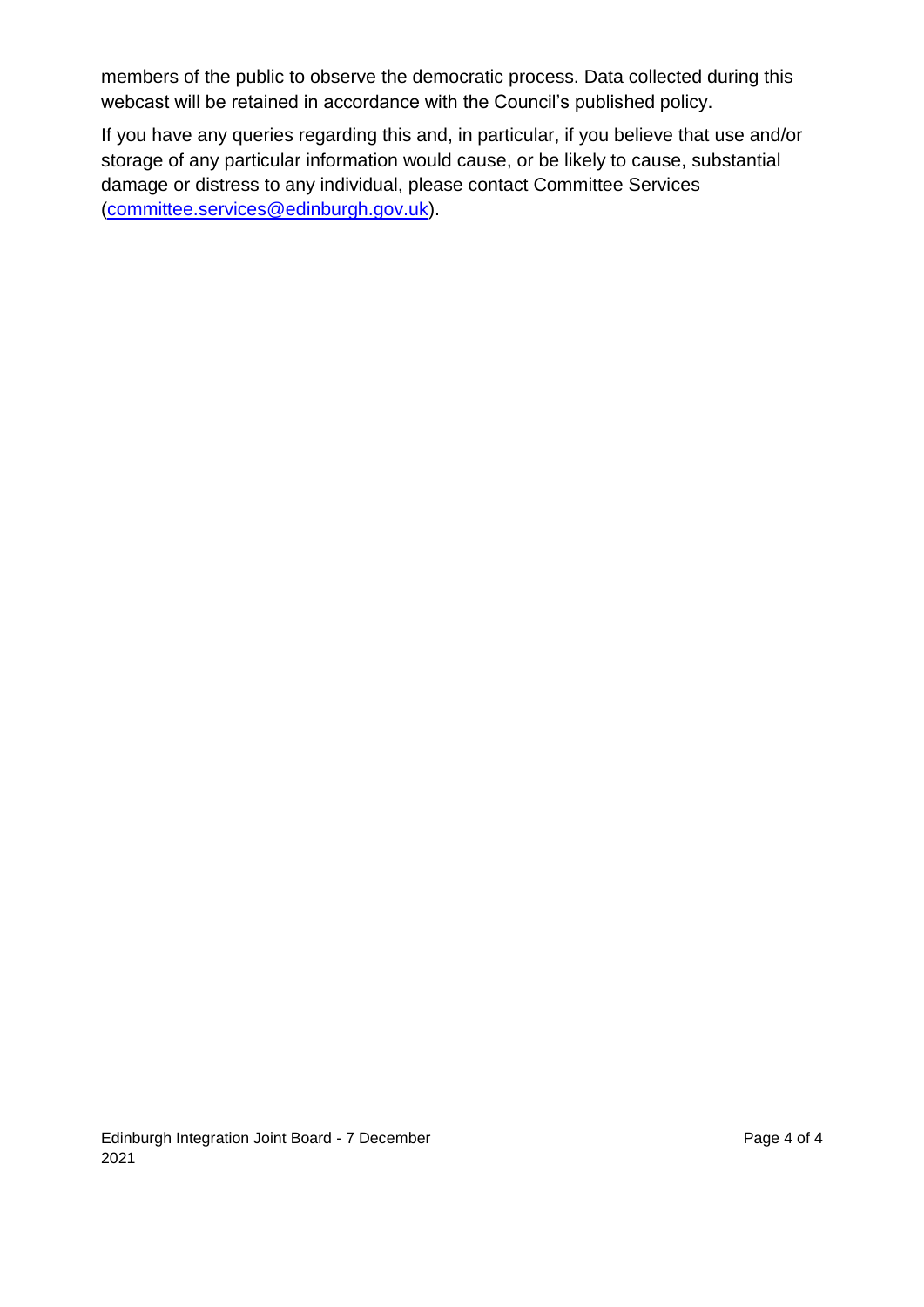members of the public to observe the democratic process. Data collected during this webcast will be retained in accordance with the Council's published policy.

If you have any queries regarding this and, in particular, if you believe that use and/or storage of any particular information would cause, or be likely to cause, substantial damage or distress to any individual, please contact Committee Services (committee.services@edinburgh.gov.uk).